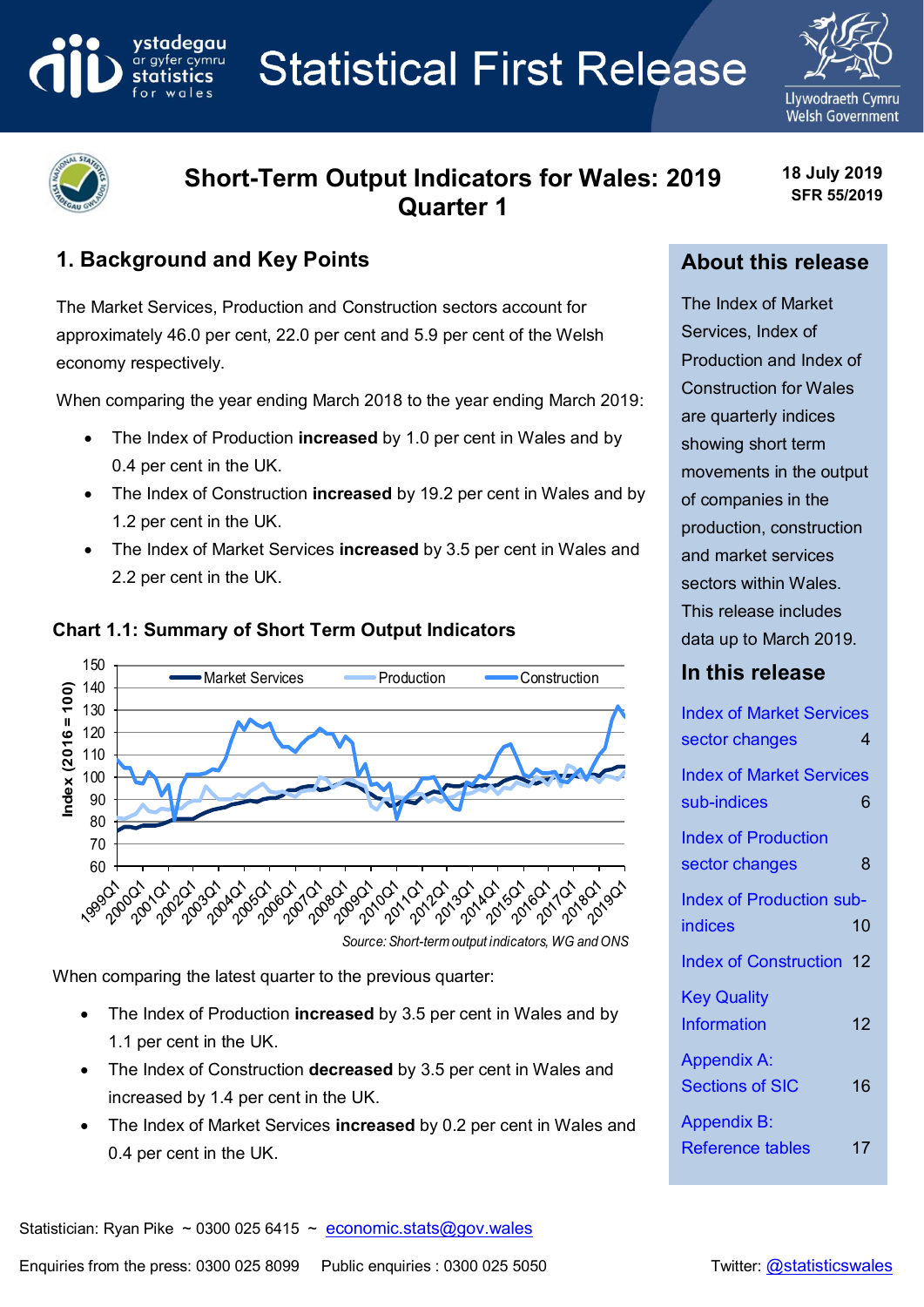# Statistical First Release

# Short-Term Output Indicators for Wales: 2019 Quarter 1

18 July 2019
SFR 55/2019

## 1. Background and Key Points

The Market Services, Production and Construction sectors account for approximately 46.0 per cent, 22.0 per cent and 5.9 per cent of the Welsh economy respectively.

When comparing the year ending March 2018 to the year ending March 2019:

- The Index of Production **increased** by 1.0 per cent in Wales and by 0.4 per cent in the UK.
- The Index of Construction **increased** by 19.2 per cent in Wales and by 1.2 per cent in the UK.
- The Index of Market Services **increased** by 3.5 per cent in Wales and 2.2 per cent in the UK.

### Chart 1.1: Summary of Short Term Output Indicators

*Source: Short-term output indicators, WG and ONS*

When comparing the latest quarter to the previous quarter:

- The Index of Production **increased** by 3.5 per cent in Wales and by 1.1 per cent in the UK.
- The Index of Construction **decreased** by 3.5 per cent in Wales and increased by 1.4 per cent in the UK.
- The Index of Market Services **increased** by 0.2 per cent in Wales and 0.4 per cent in the UK.

## About this release

The Index of Market Services, Index of Production and Index of Construction for Wales are quarterly indices showing short term movements in the output of companies in the production, construction and market services sectors within Wales. This release includes data up to March 2019.

## In this release

| | |
|---|---|
| Index of Market Services sector changes | 4 |
| Index of Market Services sub-indices | 6 |
| Index of Production sector changes | 8 |
| Index of Production sub-indices | 10 |
| Index of Construction | 12 |
| Key Quality Information | 12 |
| Appendix A: Sections of SIC | 16 |
| Appendix B: Reference tables | 17 |

Statistician: Ryan Pike ~ 0300 025 6415 ~ economic.stats@gov.wales

Enquiries from the press: 0300 025 8099 Public enquiries : 0300 025 5050 Twitter: @statisticswales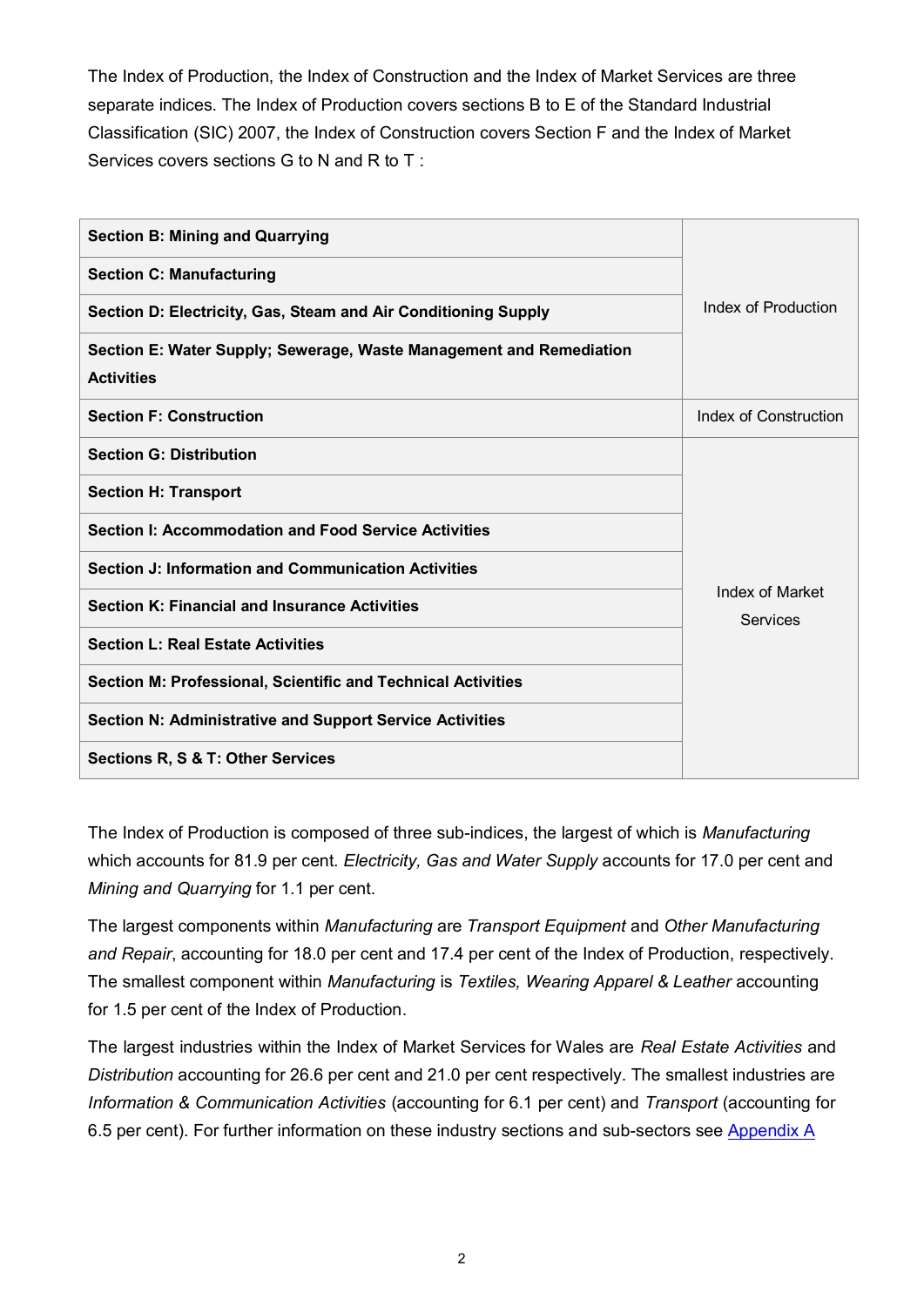The Index of Production, the Index of Construction and the Index of Market Services are three separate indices. The Index of Production covers sections B to E of the Standard Industrial Classification (SIC) 2007, the Index of Construction covers Section F and the Index of Market Services covers sections G to N and R to T :

| | |
|---|---|
| **Section B: Mining and Quarrying** | Index of Production |
| **Section C: Manufacturing** | |
| **Section D: Electricity, Gas, Steam and Air Conditioning Supply** | |
| **Section E: Water Supply; Sewerage, Waste Management and Remediation Activities** | |
| **Section F: Construction** | Index of Construction |
| **Section G: Distribution** | Index of Market Services |
| **Section H: Transport** | |
| **Section I: Accommodation and Food Service Activities** | |
| **Section J: Information and Communication Activities** | |
| **Section K: Financial and Insurance Activities** | |
| **Section L: Real Estate Activities** | |
| **Section M: Professional, Scientific and Technical Activities** | |
| **Section N: Administrative and Support Service Activities** | |
| **Sections R, S & T: Other Services** | |

The Index of Production is composed of three sub-indices, the largest of which is *Manufacturing* which accounts for 81.9 per cent. *Electricity, Gas and Water Supply* accounts for 17.0 per cent and *Mining and Quarrying* for 1.1 per cent.

The largest components within *Manufacturing* are *Transport Equipment* and *Other Manufacturing and Repair*, accounting for 18.0 per cent and 17.4 per cent of the Index of Production, respectively. The smallest component within *Manufacturing* is *Textiles, Wearing Apparel & Leather* accounting for 1.5 per cent of the Index of Production.

The largest industries within the Index of Market Services for Wales are *Real Estate Activities* and *Distribution* accounting for 26.6 per cent and 21.0 per cent respectively. The smallest industries are *Information & Communication Activities* (accounting for 6.1 per cent) and *Transport* (accounting for 6.5 per cent). For further information on these industry sections and sub-sectors see Appendix A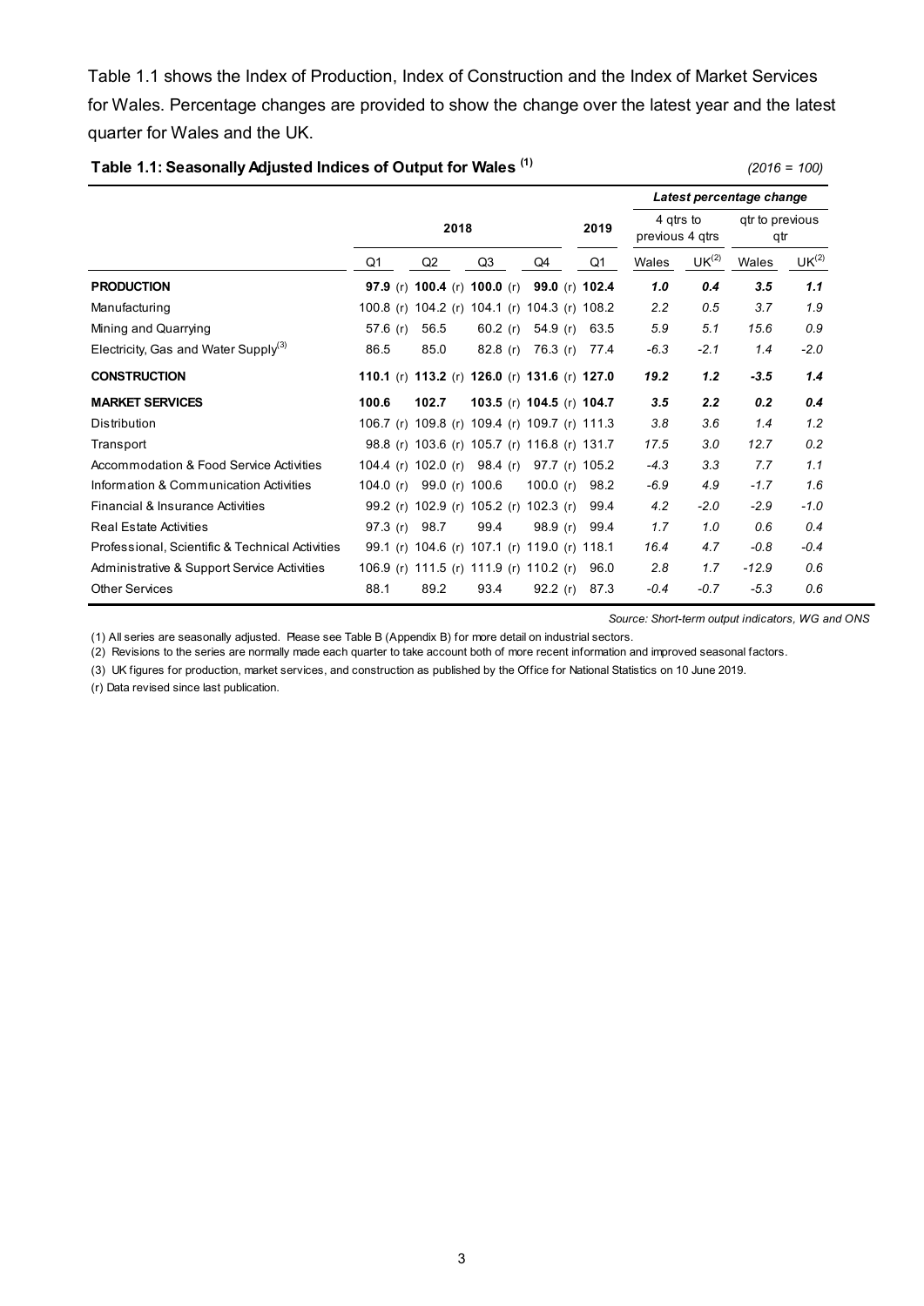Table 1.1 shows the Index of Production, Index of Construction and the Index of Market Services for Wales. Percentage changes are provided to show the change over the latest year and the latest quarter for Wales and the UK.

**Table 1.1: Seasonally Adjusted Indices of Output for Wales (1)** *(2016 = 100)*

| | 2018 | | | | 2019 | *Latest percentage change* | | | |
|---|---|---|---|---|---|---|---|---|---|
| | | | | | | 4 qtrs to previous 4 qtrs | | qtr to previous qtr | |
| | Q1 | Q2 | Q3 | Q4 | Q1 | Wales | UK(2) | Wales | UK(2) |
| **PRODUCTION** | **97.9** (r) | **100.4** (r) | **100.0** (r) | **99.0** (r) | **102.4** | ***1.0*** | ***0.4*** | ***3.5*** | ***1.1*** |
| Manufacturing | 100.8 (r) | 104.2 (r) | 104.1 (r) | 104.3 (r) | 108.2 | *2.2* | *0.5* | *3.7* | *1.9* |
| Mining and Quarrying | 57.6 (r) | 56.5 | 60.2 (r) | 54.9 (r) | 63.5 | *5.9* | *5.1* | *15.6* | *0.9* |
| Electricity, Gas and Water Supply(3) | 86.5 | 85.0 | 82.8 (r) | 76.3 (r) | 77.4 | *-6.3* | *-2.1* | *1.4* | *-2.0* |
| **CONSTRUCTION** | **110.1** (r) | **113.2** (r) | **126.0** (r) | **131.6** (r) | **127.0** | ***19.2*** | ***1.2*** | ***-3.5*** | ***1.4*** |
| **MARKET SERVICES** | **100.6** | **102.7** | **103.5** (r) | **104.5** (r) | **104.7** | ***3.5*** | ***2.2*** | ***0.2*** | ***0.4*** |
| Distribution | 106.7 (r) | 109.8 (r) | 109.4 (r) | 109.7 (r) | 111.3 | *3.8* | *3.6* | *1.4* | *1.2* |
| Transport | 98.8 (r) | 103.6 (r) | 105.7 (r) | 116.8 (r) | 131.7 | *17.5* | *3.0* | *12.7* | *0.2* |
| Accommodation & Food Service Activities | 104.4 (r) | 102.0 (r) | 98.4 (r) | 97.7 (r) | 105.2 | *-4.3* | *3.3* | *7.7* | *1.1* |
| Information & Communication Activities | 104.0 (r) | 99.0 (r) | 100.6 | 100.0 (r) | 98.2 | *-6.9* | *4.9* | *-1.7* | *1.6* |
| Financial & Insurance Activities | 99.2 (r) | 102.9 (r) | 105.2 (r) | 102.3 (r) | 99.4 | *4.2* | *-2.0* | *-2.9* | *-1.0* |
| Real Estate Activities | 97.3 (r) | 98.7 | 99.4 | 98.9 (r) | 99.4 | *1.7* | *1.0* | *0.6* | *0.4* |
| Professional, Scientific & Technical Activities | 99.1 (r) | 104.6 (r) | 107.1 (r) | 119.0 (r) | 118.1 | *16.4* | *4.7* | *-0.8* | *-0.4* |
| Administrative & Support Service Activities | 106.9 (r) | 111.5 (r) | 111.9 (r) | 110.2 (r) | 96.0 | *2.8* | *1.7* | *-12.9* | *0.6* |
| Other Services | 88.1 | 89.2 | 93.4 | 92.2 (r) | 87.3 | *-0.4* | *-0.7* | *-5.3* | *0.6* |

*Source: Short-term output indicators, WG and ONS*

(1) All series are seasonally adjusted. Please see Table B (Appendix B) for more detail on industrial sectors.

(2) Revisions to the series are normally made each quarter to take account both of more recent information and improved seasonal factors.

(3) UK figures for production, market services, and construction as published by the Office for National Statistics on 10 June 2019.

(r) Data revised since last publication.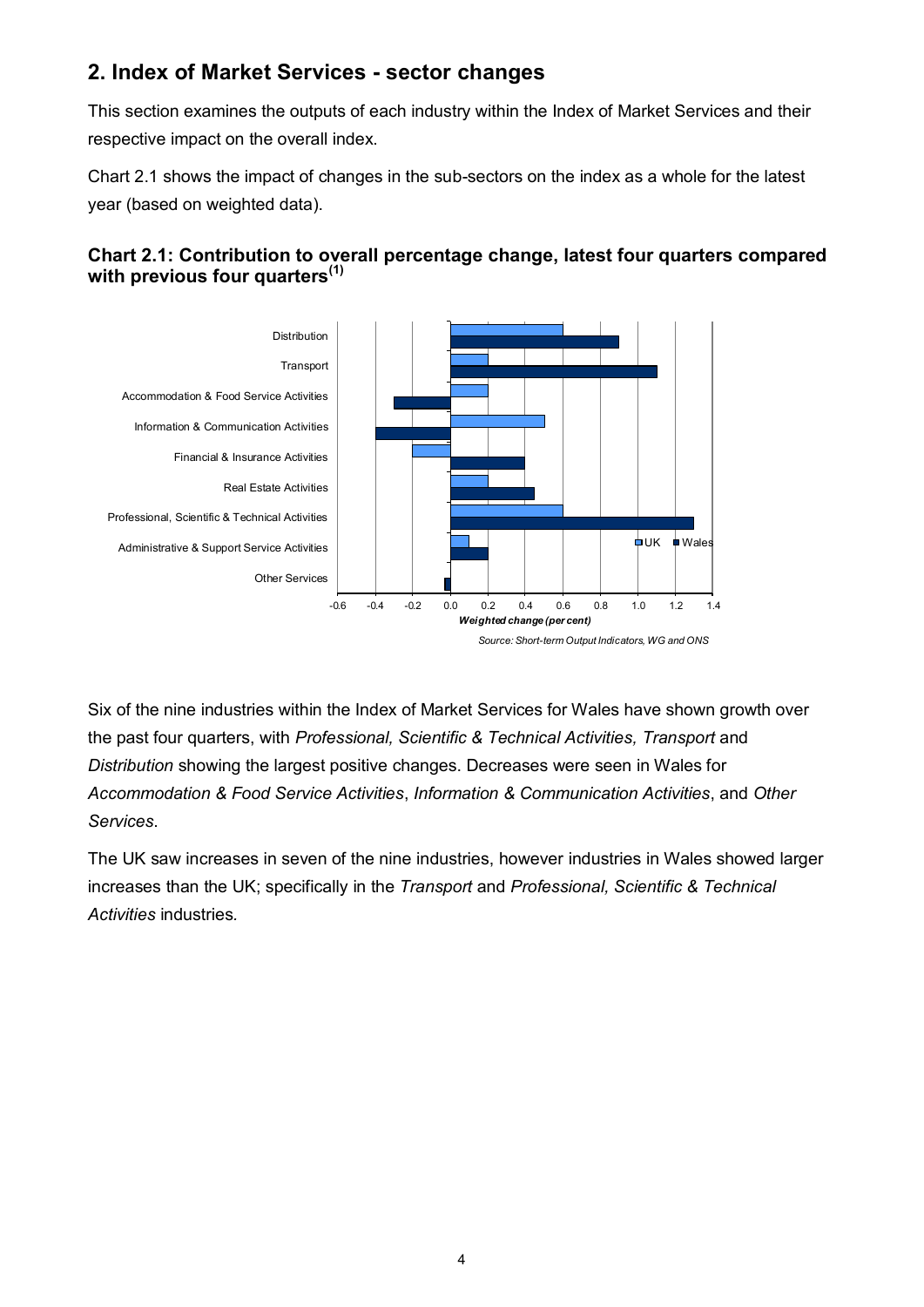## 2. Index of Market Services - sector changes

This section examines the outputs of each industry within the Index of Market Services and their respective impact on the overall index.

Chart 2.1 shows the impact of changes in the sub-sectors on the index as a whole for the latest year (based on weighted data).

### Chart 2.1: Contribution to overall percentage change, latest four quarters compared with previous four quarters(1)

*Source: Short-term Output Indicators, WG and ONS*

Six of the nine industries within the Index of Market Services for Wales have shown growth over the past four quarters, with *Professional, Scientific & Technical Activities, Transport* and *Distribution* showing the largest positive changes. Decreases were seen in Wales for *Accommodation & Food Service Activities*, *Information & Communication Activities*, and *Other Services*.

The UK saw increases in seven of the nine industries, however industries in Wales showed larger increases than the UK; specifically in the *Transport* and *Professional, Scientific & Technical Activities* industries.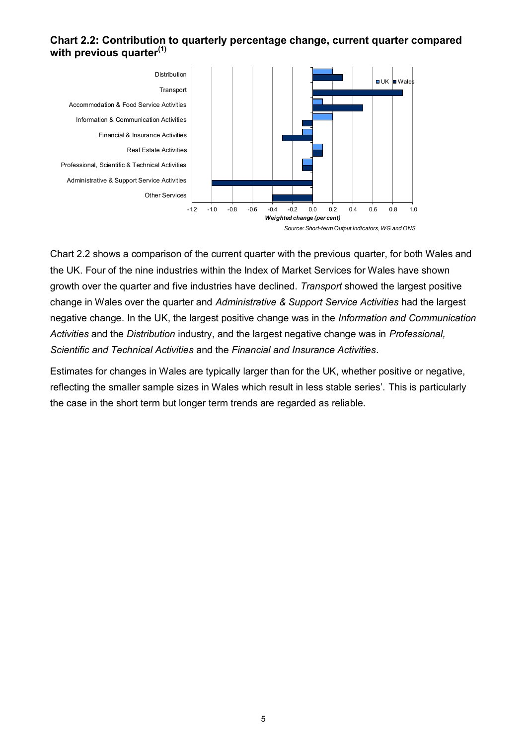**Chart 2.2: Contribution to quarterly percentage change, current quarter compared with previous quarter**[(1)]

Chart 2.2 shows a comparison of the current quarter with the previous quarter, for both Wales and the UK. Four of the nine industries within the Index of Market Services for Wales have shown growth over the quarter and five industries have declined. *Transport* showed the largest positive change in Wales over the quarter and *Administrative & Support Service Activities* had the largest negative change. In the UK, the largest positive change was in the *Information and Communication Activities* and the *Distribution* industry, and the largest negative change was in *Professional, Scientific and Technical Activities* and the *Financial and Insurance Activities*.

Estimates for changes in Wales are typically larger than for the UK, whether positive or negative, reflecting the smaller sample sizes in Wales which result in less stable series'. This is particularly the case in the short term but longer term trends are regarded as reliable.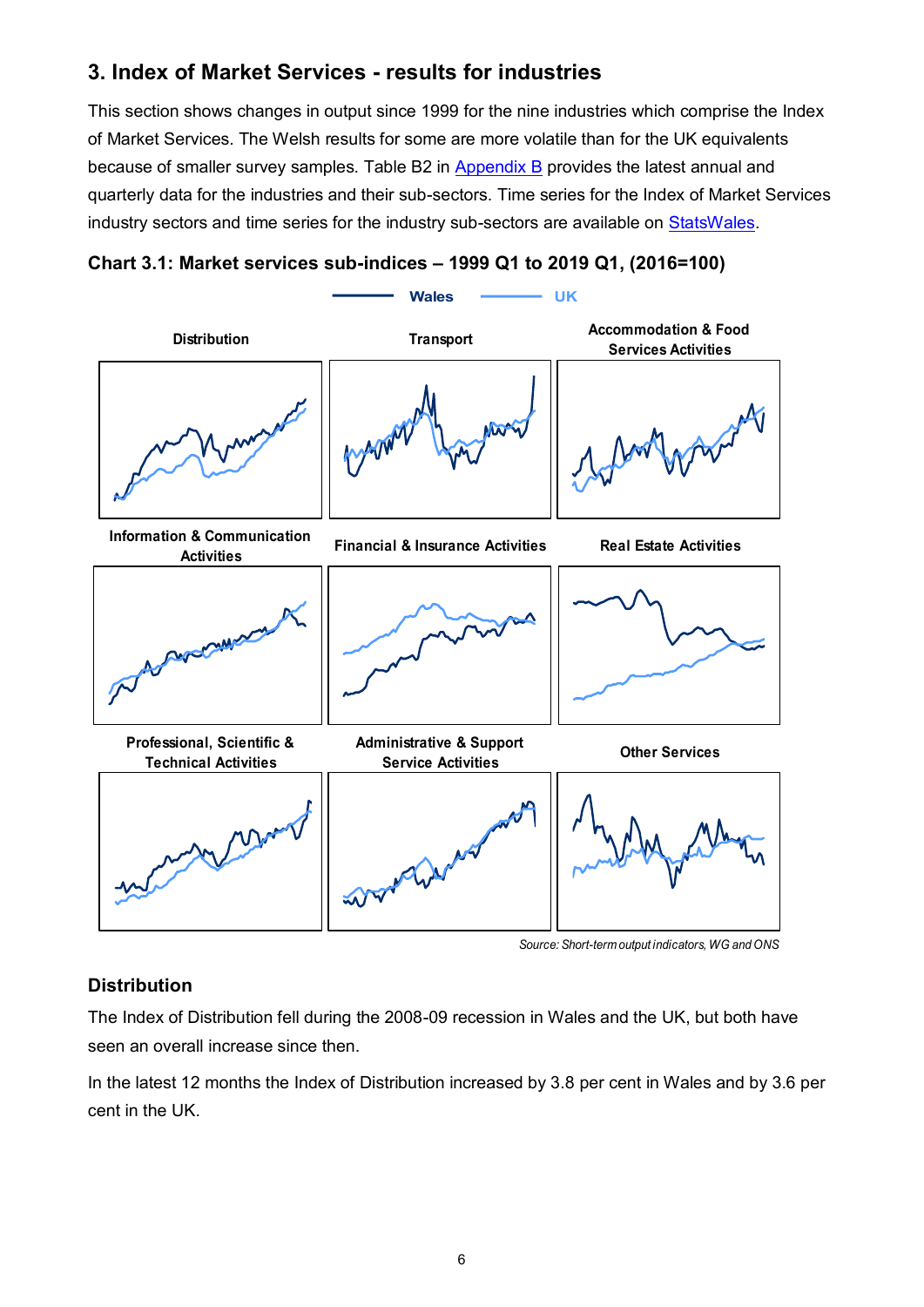## 3. Index of Market Services - results for industries

This section shows changes in output since 1999 for the nine industries which comprise the Index of Market Services. The Welsh results for some are more volatile than for the UK equivalents because of smaller survey samples. Table B2 in Appendix B provides the latest annual and quarterly data for the industries and their sub-sectors. Time series for the Index of Market Services industry sectors and time series for the industry sub-sectors are available on StatsWales.

**Chart 3.1: Market services sub-indices – 1999 Q1 to 2019 Q1, (2016=100)**

Wales — UK

Distribution | Transport | Accommodation & Food Services Activities

Information & Communication Activities | Financial & Insurance Activities | Real Estate Activities

Professional, Scientific & Technical Activities | Administrative & Support Service Activities | Other Services

*Source: Short-term output indicators, WG and ONS*

### Distribution

The Index of Distribution fell during the 2008-09 recession in Wales and the UK, but both have seen an overall increase since then.

In the latest 12 months the Index of Distribution increased by 3.8 per cent in Wales and by 3.6 per cent in the UK.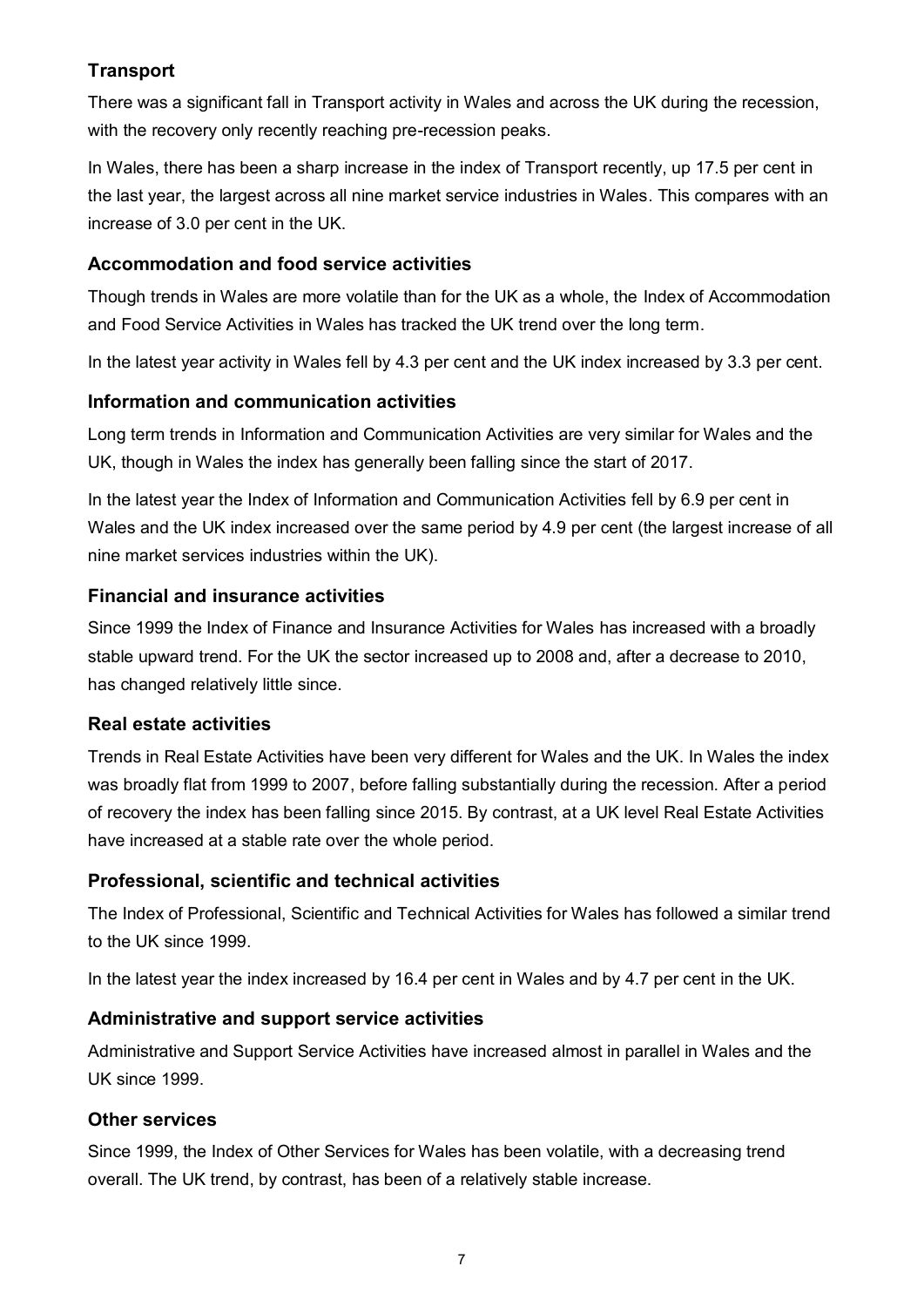### Transport

There was a significant fall in Transport activity in Wales and across the UK during the recession, with the recovery only recently reaching pre-recession peaks.

In Wales, there has been a sharp increase in the index of Transport recently, up 17.5 per cent in the last year, the largest across all nine market service industries in Wales. This compares with an increase of 3.0 per cent in the UK.

### Accommodation and food service activities

Though trends in Wales are more volatile than for the UK as a whole, the Index of Accommodation and Food Service Activities in Wales has tracked the UK trend over the long term.

In the latest year activity in Wales fell by 4.3 per cent and the UK index increased by 3.3 per cent.

### Information and communication activities

Long term trends in Information and Communication Activities are very similar for Wales and the UK, though in Wales the index has generally been falling since the start of 2017.

In the latest year the Index of Information and Communication Activities fell by 6.9 per cent in Wales and the UK index increased over the same period by 4.9 per cent (the largest increase of all nine market services industries within the UK).

### Financial and insurance activities

Since 1999 the Index of Finance and Insurance Activities for Wales has increased with a broadly stable upward trend. For the UK the sector increased up to 2008 and, after a decrease to 2010, has changed relatively little since.

### Real estate activities

Trends in Real Estate Activities have been very different for Wales and the UK. In Wales the index was broadly flat from 1999 to 2007, before falling substantially during the recession. After a period of recovery the index has been falling since 2015. By contrast, at a UK level Real Estate Activities have increased at a stable rate over the whole period.

### Professional, scientific and technical activities

The Index of Professional, Scientific and Technical Activities for Wales has followed a similar trend to the UK since 1999.

In the latest year the index increased by 16.4 per cent in Wales and by 4.7 per cent in the UK.

### Administrative and support service activities

Administrative and Support Service Activities have increased almost in parallel in Wales and the UK since 1999.

### Other services

Since 1999, the Index of Other Services for Wales has been volatile, with a decreasing trend overall. The UK trend, by contrast, has been of a relatively stable increase.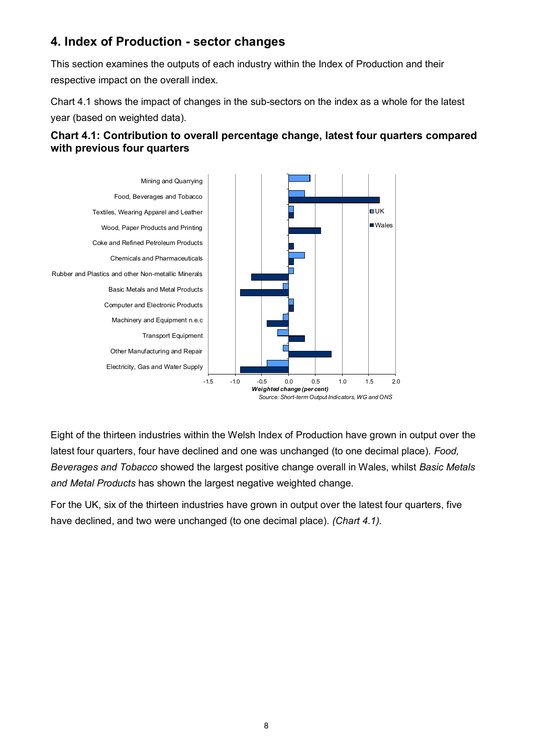## 4. Index of Production - sector changes

This section examines the outputs of each industry within the Index of Production and their respective impact on the overall index.

Chart 4.1 shows the impact of changes in the sub-sectors on the index as a whole for the latest year (based on weighted data).

### Chart 4.1: Contribution to overall percentage change, latest four quarters compared with previous four quarters

Source: Short-term Output Indicators, WG and ONS

Eight of the thirteen industries within the Welsh Index of Production have grown in output over the latest four quarters, four have declined and one was unchanged (to one decimal place). *Food, Beverages and Tobacco* showed the largest positive change overall in Wales, whilst *Basic Metals and Metal Products* has shown the largest negative weighted change.

For the UK, six of the thirteen industries have grown in output over the latest four quarters, five have declined, and two were unchanged (to one decimal place). *(Chart 4.1).*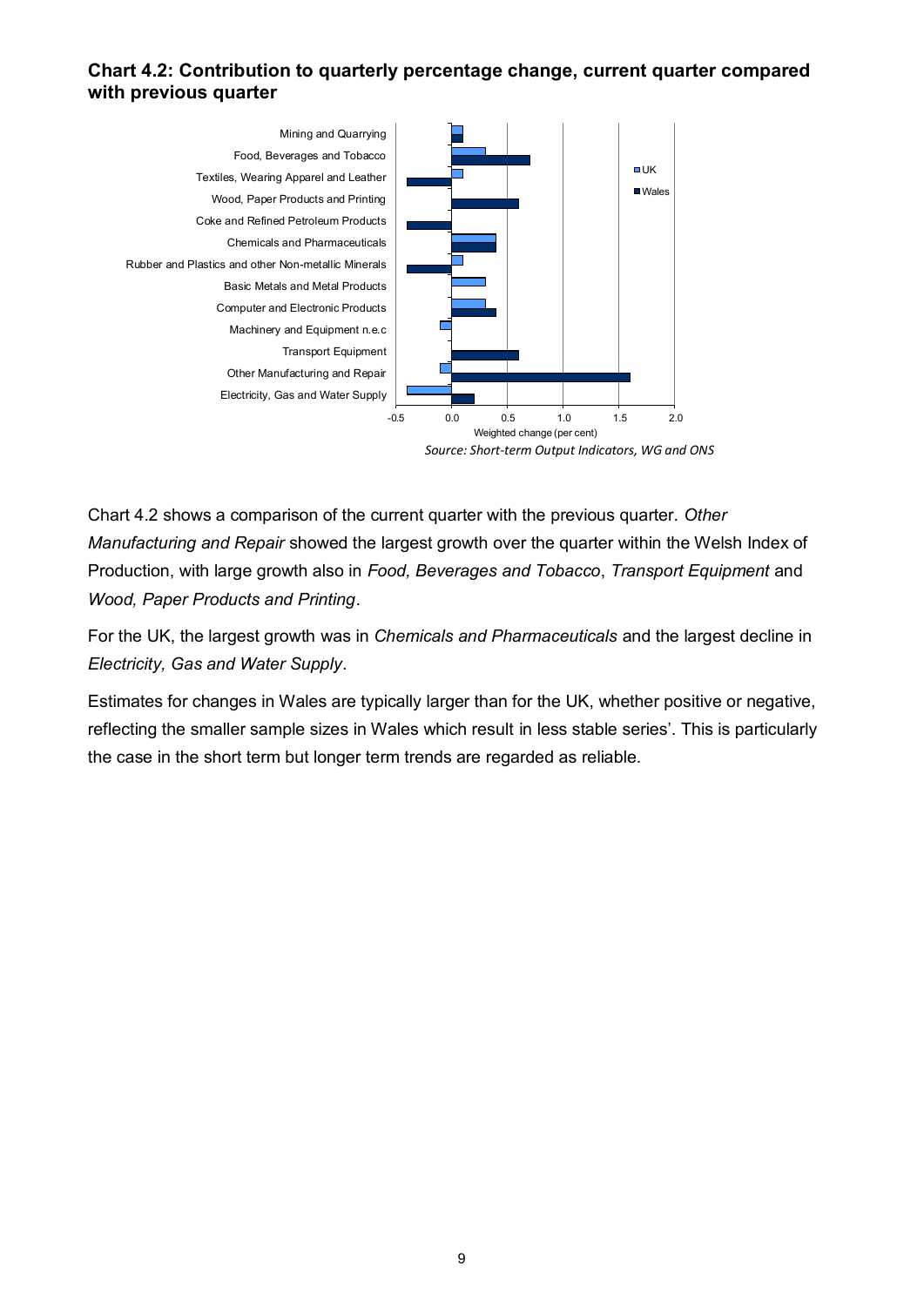### Chart 4.2: Contribution to quarterly percentage change, current quarter compared with previous quarter

*Source: Short-term Output Indicators, WG and ONS*

Chart 4.2 shows a comparison of the current quarter with the previous quarter. *Other Manufacturing and Repair* showed the largest growth over the quarter within the Welsh Index of Production, with large growth also in *Food, Beverages and Tobacco*, *Transport Equipment* and *Wood, Paper Products and Printing*.

For the UK, the largest growth was in *Chemicals and Pharmaceuticals* and the largest decline in *Electricity, Gas and Water Supply*.

Estimates for changes in Wales are typically larger than for the UK, whether positive or negative, reflecting the smaller sample sizes in Wales which result in less stable series'. This is particularly the case in the short term but longer term trends are regarded as reliable.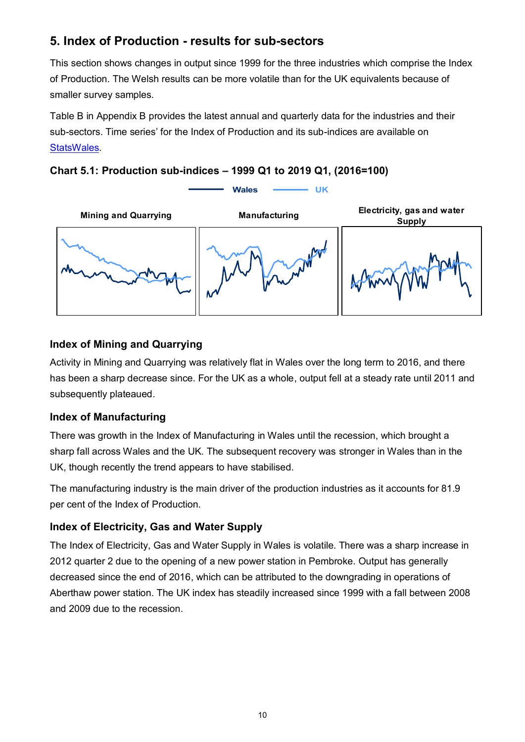## 5. Index of Production - results for sub-sectors

This section shows changes in output since 1999 for the three industries which comprise the Index of Production. The Welsh results can be more volatile than for the UK equivalents because of smaller survey samples.

Table B in Appendix B provides the latest annual and quarterly data for the industries and their sub-sectors. Time series' for the Index of Production and its sub-indices are available on StatsWales.

### Chart 5.1: Production sub-indices – 1999 Q1 to 2019 Q1, (2016=100)

Wales UK

Mining and Quarrying

Manufacturing

Electricity, gas and water Supply

### Index of Mining and Quarrying

Activity in Mining and Quarrying was relatively flat in Wales over the long term to 2016, and there has been a sharp decrease since. For the UK as a whole, output fell at a steady rate until 2011 and subsequently plateaued.

### Index of Manufacturing

There was growth in the Index of Manufacturing in Wales until the recession, which brought a sharp fall across Wales and the UK. The subsequent recovery was stronger in Wales than in the UK, though recently the trend appears to have stabilised.

The manufacturing industry is the main driver of the production industries as it accounts for 81.9 per cent of the Index of Production.

### Index of Electricity, Gas and Water Supply

The Index of Electricity, Gas and Water Supply in Wales is volatile. There was a sharp increase in 2012 quarter 2 due to the opening of a new power station in Pembroke. Output has generally decreased since the end of 2016, which can be attributed to the downgrading in operations of Aberthaw power station. The UK index has steadily increased since 1999 with a fall between 2008 and 2009 due to the recession.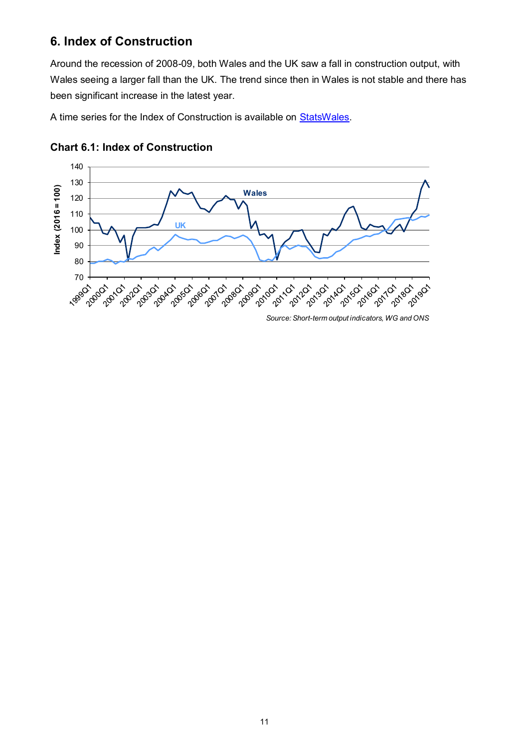## 6. Index of Construction

Around the recession of 2008-09, both Wales and the UK saw a fall in construction output, with Wales seeing a larger fall than the UK. The trend since then in Wales is not stable and there has been significant increase in the latest year.

A time series for the Index of Construction is available on StatsWales.

**Chart 6.1: Index of Construction**

*Source: Short-term output indicators, WG and ONS*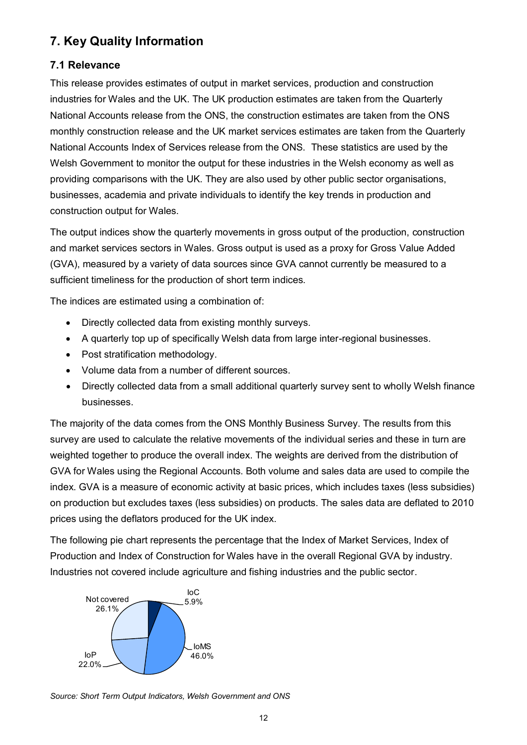## 7. Key Quality Information

### 7.1 Relevance

This release provides estimates of output in market services, production and construction industries for Wales and the UK. The UK production estimates are taken from the Quarterly National Accounts release from the ONS, the construction estimates are taken from the ONS monthly construction release and the UK market services estimates are taken from the Quarterly National Accounts Index of Services release from the ONS. These statistics are used by the Welsh Government to monitor the output for these industries in the Welsh economy as well as providing comparisons with the UK. They are also used by other public sector organisations, businesses, academia and private individuals to identify the key trends in production and construction output for Wales.

The output indices show the quarterly movements in gross output of the production, construction and market services sectors in Wales. Gross output is used as a proxy for Gross Value Added (GVA), measured by a variety of data sources since GVA cannot currently be measured to a sufficient timeliness for the production of short term indices.

The indices are estimated using a combination of:

- Directly collected data from existing monthly surveys.
- A quarterly top up of specifically Welsh data from large inter-regional businesses.
- Post stratification methodology.
- Volume data from a number of different sources.
- Directly collected data from a small additional quarterly survey sent to wholly Welsh finance businesses.

The majority of the data comes from the ONS Monthly Business Survey. The results from this survey are used to calculate the relative movements of the individual series and these in turn are weighted together to produce the overall index. The weights are derived from the distribution of GVA for Wales using the Regional Accounts. Both volume and sales data are used to compile the index. GVA is a measure of economic activity at basic prices, which includes taxes (less subsidies) on production but excludes taxes (less subsidies) on products. The sales data are deflated to 2010 prices using the deflators produced for the UK index.

The following pie chart represents the percentage that the Index of Market Services, Index of Production and Index of Construction for Wales have in the overall Regional GVA by industry. Industries not covered include agriculture and fishing industries and the public sector.

| Category | Share |
|---|---|
| IoC | 5.9% |
| IoMS | 46.0% |
| IoP | 22.0% |
| Not covered | 26.1% |

*Source: Short Term Output Indicators, Welsh Government and ONS*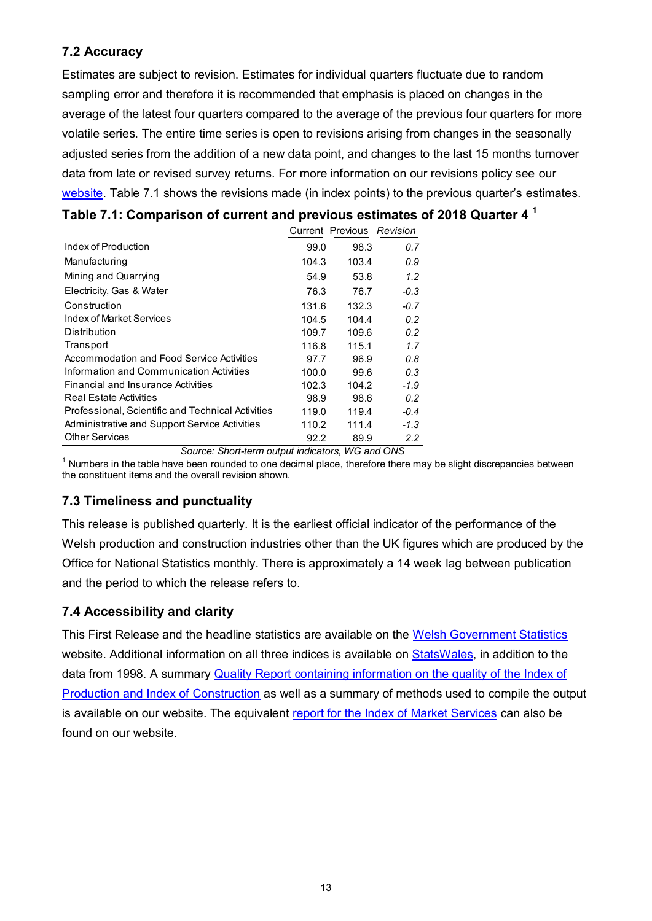## 7.2 Accuracy

Estimates are subject to revision. Estimates for individual quarters fluctuate due to random sampling error and therefore it is recommended that emphasis is placed on changes in the average of the latest four quarters compared to the average of the previous four quarters for more volatile series. The entire time series is open to revisions arising from changes in the seasonally adjusted series from the addition of a new data point, and changes to the last 15 months turnover data from late or revised survey returns. For more information on our revisions policy see our website. Table 7.1 shows the revisions made (in index points) to the previous quarter's estimates.

**Table 7.1: Comparison of current and previous estimates of 2018 Quarter 4** [1]

| | Current | Previous | *Revision* |
|---|---|---|---|
| Index of Production | 99.0 | 98.3 | *0.7* |
| Manufacturing | 104.3 | 103.4 | *0.9* |
| Mining and Quarrying | 54.9 | 53.8 | *1.2* |
| Electricity, Gas & Water | 76.3 | 76.7 | *-0.3* |
| Construction | 131.6 | 132.3 | *-0.7* |
| Index of Market Services | 104.5 | 104.4 | *0.2* |
| Distribution | 109.7 | 109.6 | *0.2* |
| Transport | 116.8 | 115.1 | *1.7* |
| Accommodation and Food Service Activities | 97.7 | 96.9 | *0.8* |
| Information and Communication Activities | 100.0 | 99.6 | *0.3* |
| Financial and Insurance Activities | 102.3 | 104.2 | *-1.9* |
| Real Estate Activities | 98.9 | 98.6 | *0.2* |
| Professional, Scientific and Technical Activities | 119.0 | 119.4 | *-0.4* |
| Administrative and Support Service Activities | 110.2 | 111.4 | *-1.3* |
| Other Services | 92.2 | 89.9 | *2.2* |

*Source: Short-term output indicators, WG and ONS*

[1] Numbers in the table have been rounded to one decimal place, therefore there may be slight discrepancies between the constituent items and the overall revision shown.

## 7.3 Timeliness and punctuality

This release is published quarterly. It is the earliest official indicator of the performance of the Welsh production and construction industries other than the UK figures which are produced by the Office for National Statistics monthly. There is approximately a 14 week lag between publication and the period to which the release refers to.

## 7.4 Accessibility and clarity

This First Release and the headline statistics are available on the Welsh Government Statistics website. Additional information on all three indices is available on StatsWales, in addition to the data from 1998. A summary Quality Report containing information on the quality of the Index of Production and Index of Construction as well as a summary of methods used to compile the output is available on our website. The equivalent report for the Index of Market Services can also be found on our website.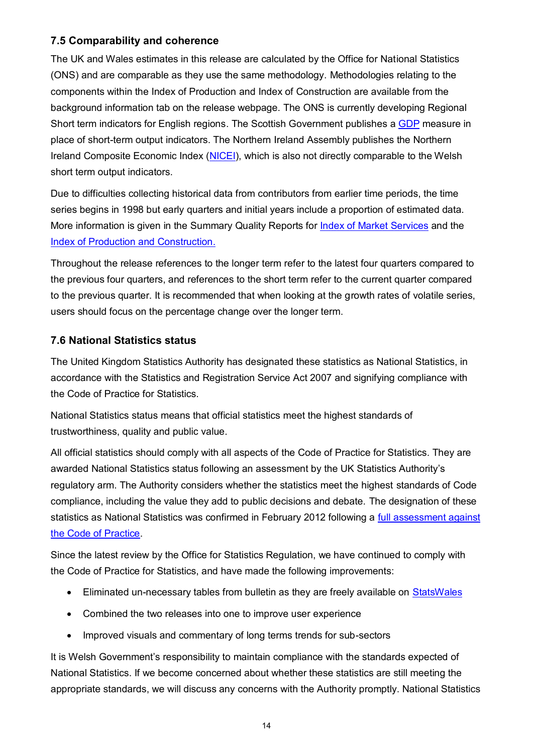### 7.5 Comparability and coherence

The UK and Wales estimates in this release are calculated by the Office for National Statistics (ONS) and are comparable as they use the same methodology. Methodologies relating to the components within the Index of Production and Index of Construction are available from the background information tab on the release webpage. The ONS is currently developing Regional Short term indicators for English regions. The Scottish Government publishes a GDP measure in place of short-term output indicators. The Northern Ireland Assembly publishes the Northern Ireland Composite Economic Index (NICEI), which is also not directly comparable to the Welsh short term output indicators.

Due to difficulties collecting historical data from contributors from earlier time periods, the time series begins in 1998 but early quarters and initial years include a proportion of estimated data. More information is given in the Summary Quality Reports for Index of Market Services and the Index of Production and Construction.

Throughout the release references to the longer term refer to the latest four quarters compared to the previous four quarters, and references to the short term refer to the current quarter compared to the previous quarter. It is recommended that when looking at the growth rates of volatile series, users should focus on the percentage change over the longer term.

### 7.6 National Statistics status

The United Kingdom Statistics Authority has designated these statistics as National Statistics, in accordance with the Statistics and Registration Service Act 2007 and signifying compliance with the Code of Practice for Statistics.

National Statistics status means that official statistics meet the highest standards of trustworthiness, quality and public value.

All official statistics should comply with all aspects of the Code of Practice for Statistics. They are awarded National Statistics status following an assessment by the UK Statistics Authority's regulatory arm. The Authority considers whether the statistics meet the highest standards of Code compliance, including the value they add to public decisions and debate. The designation of these statistics as National Statistics was confirmed in February 2012 following a full assessment against the Code of Practice.

Since the latest review by the Office for Statistics Regulation, we have continued to comply with the Code of Practice for Statistics, and have made the following improvements:

- Eliminated un-necessary tables from bulletin as they are freely available on StatsWales
- Combined the two releases into one to improve user experience
- Improved visuals and commentary of long terms trends for sub-sectors

It is Welsh Government's responsibility to maintain compliance with the standards expected of National Statistics. If we become concerned about whether these statistics are still meeting the appropriate standards, we will discuss any concerns with the Authority promptly. National Statistics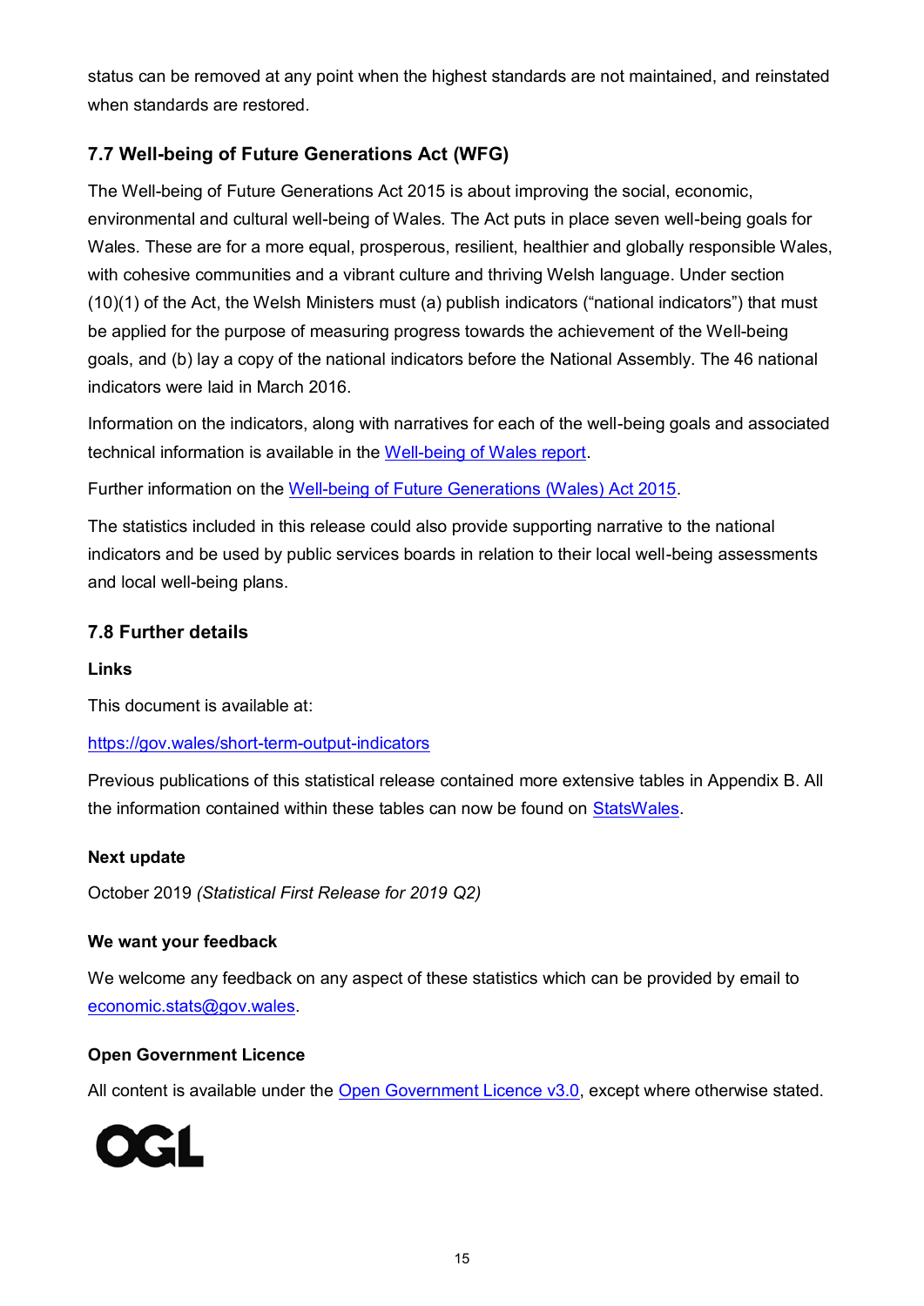status can be removed at any point when the highest standards are not maintained, and reinstated when standards are restored.

### 7.7 Well-being of Future Generations Act (WFG)

The Well-being of Future Generations Act 2015 is about improving the social, economic, environmental and cultural well-being of Wales. The Act puts in place seven well-being goals for Wales. These are for a more equal, prosperous, resilient, healthier and globally responsible Wales, with cohesive communities and a vibrant culture and thriving Welsh language. Under section (10)(1) of the Act, the Welsh Ministers must (a) publish indicators ("national indicators") that must be applied for the purpose of measuring progress towards the achievement of the Well-being goals, and (b) lay a copy of the national indicators before the National Assembly. The 46 national indicators were laid in March 2016.

Information on the indicators, along with narratives for each of the well-being goals and associated technical information is available in the Well-being of Wales report.

Further information on the Well-being of Future Generations (Wales) Act 2015.

The statistics included in this release could also provide supporting narrative to the national indicators and be used by public services boards in relation to their local well-being assessments and local well-being plans.

### 7.8 Further details

**Links**

This document is available at:

https://gov.wales/short-term-output-indicators

Previous publications of this statistical release contained more extensive tables in Appendix B. All the information contained within these tables can now be found on StatsWales.

**Next update**

October 2019 *(Statistical First Release for 2019 Q2)*

**We want your feedback**

We welcome any feedback on any aspect of these statistics which can be provided by email to economic.stats@gov.wales.

**Open Government Licence**

All content is available under the Open Government Licence v3.0, except where otherwise stated.

OGL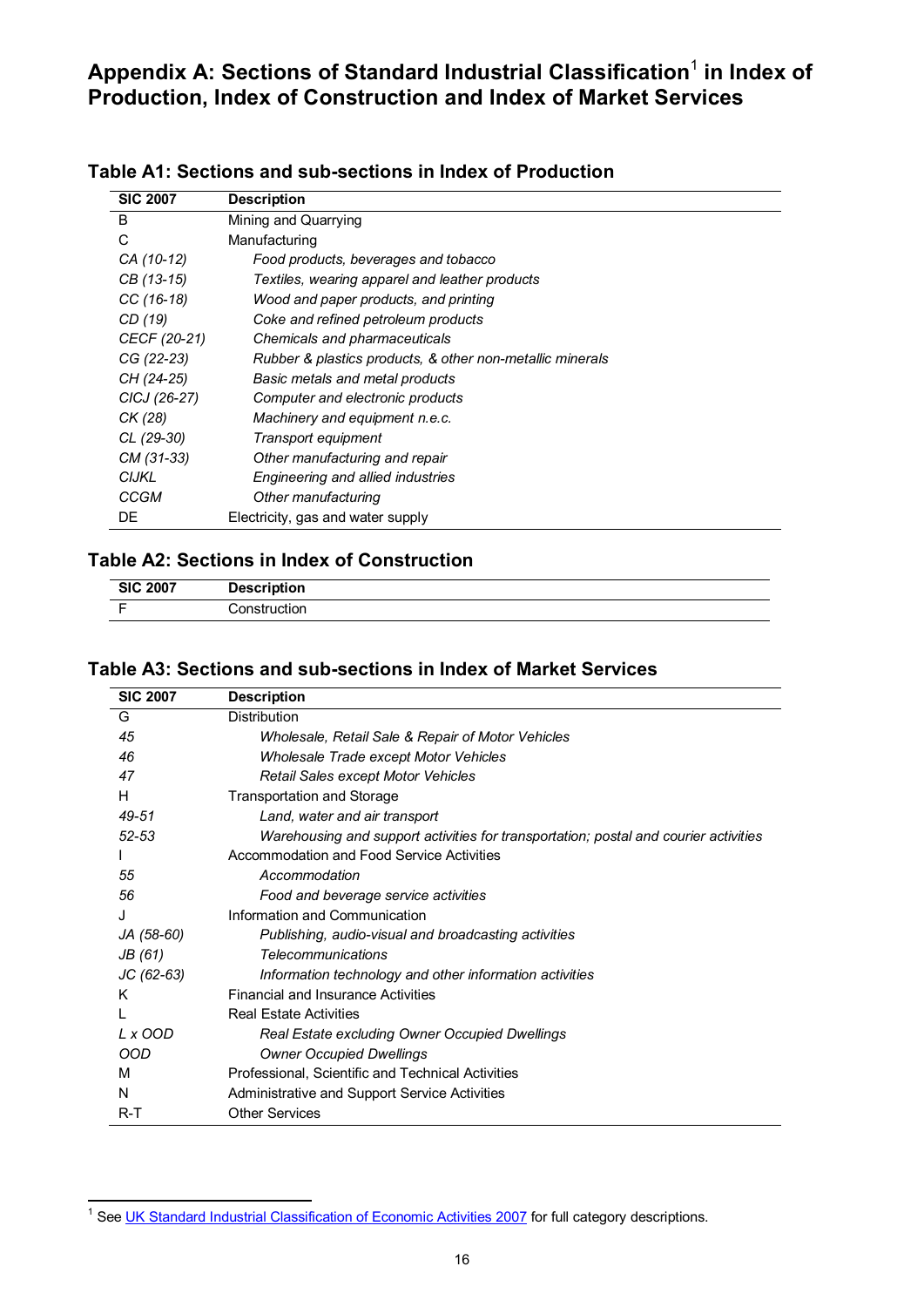## Appendix A: Sections of Standard Industrial Classification[1] in Index of Production, Index of Construction and Index of Market Services

### Table A1: Sections and sub-sections in Index of Production

| SIC 2007 | Description |
|---|---|
| B | Mining and Quarrying |
| C | Manufacturing |
| *CA (10-12)* | *Food products, beverages and tobacco* |
| *CB (13-15)* | *Textiles, wearing apparel and leather products* |
| *CC (16-18)* | *Wood and paper products, and printing* |
| *CD (19)* | *Coke and refined petroleum products* |
| *CECF (20-21)* | *Chemicals and pharmaceuticals* |
| *CG (22-23)* | *Rubber & plastics products, & other non-metallic minerals* |
| *CH (24-25)* | *Basic metals and metal products* |
| *CICJ (26-27)* | *Computer and electronic products* |
| *CK (28)* | *Machinery and equipment n.e.c.* |
| *CL (29-30)* | *Transport equipment* |
| *CM (31-33)* | *Other manufacturing and repair* |
| *CIJKL* | *Engineering and allied industries* |
| *CCGM* | *Other manufacturing* |
| DE | Electricity, gas and water supply |

### Table A2: Sections in Index of Construction

| SIC 2007 | Description |
|---|---|
| F | Construction |

### Table A3: Sections and sub-sections in Index of Market Services

| SIC 2007 | Description |
|---|---|
| G | Distribution |
| *45* | *Wholesale, Retail Sale & Repair of Motor Vehicles* |
| *46* | *Wholesale Trade except Motor Vehicles* |
| *47* | *Retail Sales except Motor Vehicles* |
| H | Transportation and Storage |
| *49-51* | *Land, water and air transport* |
| *52-53* | *Warehousing and support activities for transportation; postal and courier activities* |
| I | Accommodation and Food Service Activities |
| *55* | *Accommodation* |
| *56* | *Food and beverage service activities* |
| J | Information and Communication |
| *JA (58-60)* | *Publishing, audio-visual and broadcasting activities* |
| *JB (61)* | *Telecommunications* |
| *JC (62-63)* | *Information technology and other information activities* |
| K | Financial and Insurance Activities |
| L | Real Estate Activities |
| *L x OOD* | *Real Estate excluding Owner Occupied Dwellings* |
| *OOD* | *Owner Occupied Dwellings* |
| M | Professional, Scientific and Technical Activities |
| N | Administrative and Support Service Activities |
| R-T | Other Services |

[1] See UK Standard Industrial Classification of Economic Activities 2007 for full category descriptions.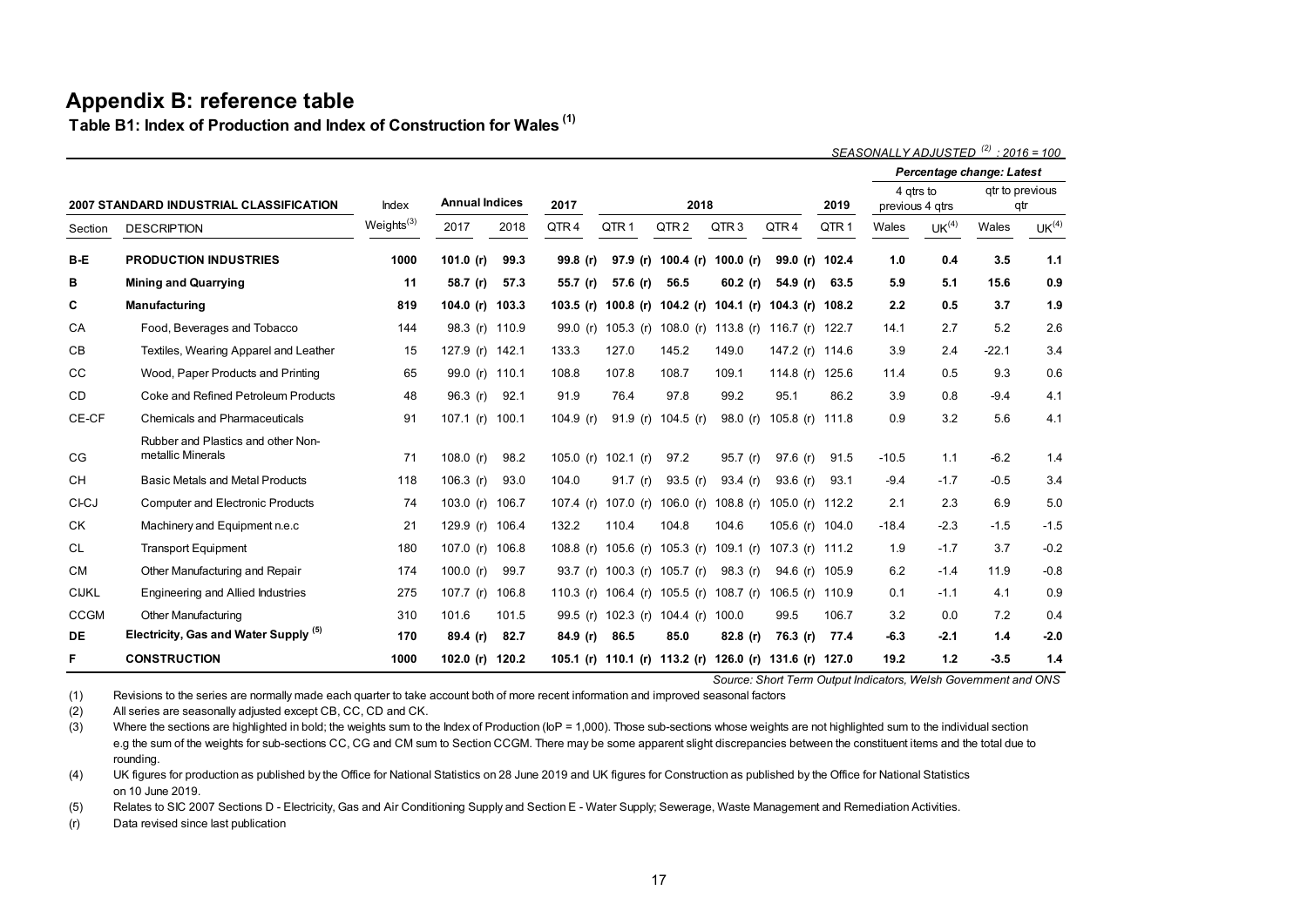## Appendix B: reference table

### Table B1: Index of Production and Index of Construction for Wales (1)

*SEASONALLY ADJUSTED (2) : 2016 = 100*

| 2007 STANDARD INDUSTRIAL CLASSIFICATION | | Index | Annual Indices | | 2017 | 2018 | | | | 2019 | Percentage change: Latest | | | |
|---|---|---|---|---|---|---|---|---|---|---|---|---|---|---|
| | | | | | | | | | | | 4 qtrs to previous 4 qtrs | | qtr to previous qtr | |
| Section | DESCRIPTION | Weights(3) | 2017 | 2018 | QTR 4 | QTR 1 | QTR 2 | QTR 3 | QTR 4 | QTR 1 | Wales | UK(4) | Wales | UK(4) |
| **B-E** | **PRODUCTION INDUSTRIES** | **1000** | **101.0 (r)** | **99.3** | **99.8 (r)** | **97.9 (r)** | **100.4 (r)** | **100.0 (r)** | **99.0 (r)** | **102.4** | **1.0** | **0.4** | **3.5** | **1.1** |
| **B** | **Mining and Quarrying** | **11** | **58.7 (r)** | **57.3** | **55.7 (r)** | **57.6 (r)** | **56.5** | **60.2 (r)** | **54.9 (r)** | **63.5** | **5.9** | **5.1** | **15.6** | **0.9** |
| **C** | **Manufacturing** | **819** | **104.0 (r)** | **103.3** | **103.5 (r)** | **100.8 (r)** | **104.2 (r)** | **104.1 (r)** | **104.3 (r)** | **108.2** | **2.2** | **0.5** | **3.7** | **1.9** |
| CA | Food, Beverages and Tobacco | 144 | 98.3 (r) | 110.9 | 99.0 (r) | 105.3 (r) | 108.0 (r) | 113.8 (r) | 116.7 (r) | 122.7 | 14.1 | 2.7 | 5.2 | 2.6 |
| CB | Textiles, Wearing Apparel and Leather | 15 | 127.9 (r) | 142.1 | 133.3 | 127.0 | 145.2 | 149.0 | 147.2 (r) | 114.6 | 3.9 | 2.4 | -22.1 | 3.4 |
| CC | Wood, Paper Products and Printing | 65 | 99.0 (r) | 110.1 | 108.8 | 107.8 | 108.7 | 109.1 | 114.8 (r) | 125.6 | 11.4 | 0.5 | 9.3 | 0.6 |
| CD | Coke and Refined Petroleum Products | 48 | 96.3 (r) | 92.1 | 91.9 | 76.4 | 97.8 | 99.2 | 95.1 | 86.2 | 3.9 | 0.8 | -9.4 | 4.1 |
| CE-CF | Chemicals and Pharmaceuticals | 91 | 107.1 (r) | 100.1 | 104.9 (r) | 91.9 (r) | 104.5 (r) | 98.0 (r) | 105.8 (r) | 111.8 | 0.9 | 3.2 | 5.6 | 4.1 |
| CG | Rubber and Plastics and other Non-metallic Minerals | 71 | 108.0 (r) | 98.2 | 105.0 (r) | 102.1 (r) | 97.2 | 95.7 (r) | 97.6 (r) | 91.5 | -10.5 | 1.1 | -6.2 | 1.4 |
| CH | Basic Metals and Metal Products | 118 | 106.3 (r) | 93.0 | 104.0 | 91.7 (r) | 93.5 (r) | 93.4 (r) | 93.6 (r) | 93.1 | -9.4 | -1.7 | -0.5 | 3.4 |
| CI-CJ | Computer and Electronic Products | 74 | 103.0 (r) | 106.7 | 107.4 (r) | 107.0 (r) | 106.0 (r) | 108.8 (r) | 105.0 (r) | 112.2 | 2.1 | 2.3 | 6.9 | 5.0 |
| CK | Machinery and Equipment n.e.c | 21 | 129.9 (r) | 106.4 | 132.2 | 110.4 | 104.8 | 104.6 | 105.6 (r) | 104.0 | -18.4 | -2.3 | -1.5 | -1.5 |
| CL | Transport Equipment | 180 | 107.0 (r) | 106.8 | 108.8 (r) | 105.6 (r) | 105.3 (r) | 109.1 (r) | 107.3 (r) | 111.2 | 1.9 | -1.7 | 3.7 | -0.2 |
| CM | Other Manufacturing and Repair | 174 | 100.0 (r) | 99.7 | 93.7 (r) | 100.3 (r) | 105.7 (r) | 98.3 (r) | 94.6 (r) | 105.9 | 6.2 | -1.4 | 11.9 | -0.8 |
| CIJKL | Engineering and Allied Industries | 275 | 107.7 (r) | 106.8 | 110.3 (r) | 106.4 (r) | 105.5 (r) | 108.7 (r) | 106.5 (r) | 110.9 | 0.1 | -1.1 | 4.1 | 0.9 |
| CCGM | Other Manufacturing | 310 | 101.6 | 101.5 | 99.5 (r) | 102.3 (r) | 104.4 (r) | 100.0 | 99.5 | 106.7 | 3.2 | 0.0 | 7.2 | 0.4 |
| **DE** | **Electricity, Gas and Water Supply (5)** | **170** | **89.4 (r)** | **82.7** | **84.9 (r)** | **86.5** | **85.0** | **82.8 (r)** | **76.3 (r)** | **77.4** | **-6.3** | **-2.1** | **1.4** | **-2.0** |
| **F** | **CONSTRUCTION** | **1000** | **102.0 (r)** | **120.2** | **105.1 (r)** | **110.1 (r)** | **113.2 (r)** | **126.0 (r)** | **131.6 (r)** | **127.0** | **19.2** | **1.2** | **-3.5** | **1.4** |

*Source: Short Term Output Indicators, Welsh Government and ONS*

(1) Revisions to the series are normally made each quarter to take account both of more recent information and improved seasonal factors

(2) All series are seasonally adjusted except CB, CC, CD and CK.

(3) Where the sections are highlighted in bold; the weights sum to the Index of Production (IoP = 1,000). Those sub-sections whose weights are not highlighted sum to the individual section e.g the sum of the weights for sub-sections CC, CG and CM sum to Section CCGM. There may be some apparent slight discrepancies between the constituent items and the total due to rounding.

(4) UK figures for production as published by the Office for National Statistics on 28 June 2019 and UK figures for Construction as published by the Office for National Statistics on 10 June 2019.

(5) Relates to SIC 2007 Sections D - Electricity, Gas and Air Conditioning Supply and Section E - Water Supply; Sewerage, Waste Management and Remediation Activities.

(r) Data revised since last publication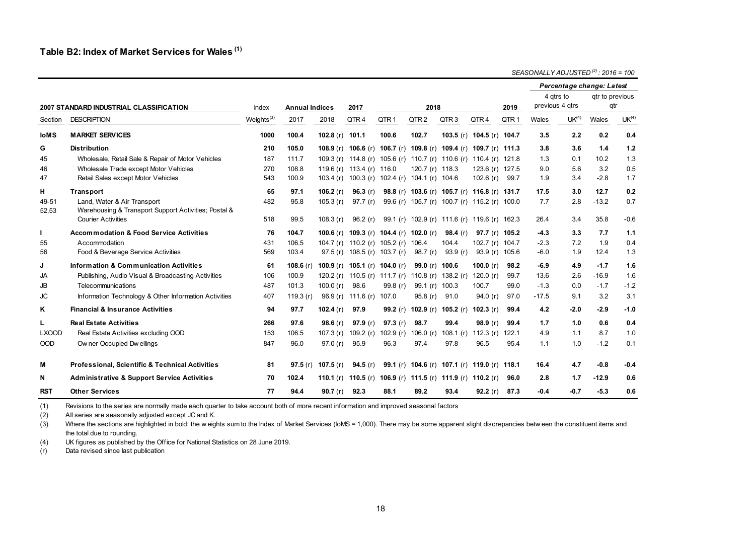## Table B2: Index of Market Services for Wales [1]

*SEASONALLY ADJUSTED [2] : 2016 = 100*

| 2007 STANDARD INDUSTRIAL CLASSIFICATION | | Index | Annual Indices | | 2017 | 2018 | | | | 2019 | Percentage change: Latest | | | |
|---|---|---|---|---|---|---|---|---|---|---|---|---|---|---|
| | | | | | | | | | | | 4 qtrs to previous 4 qtrs | | qtr to previous qtr | |
| Section | DESCRIPTION | Weights[3] | 2017 | 2018 | QTR 4 | QTR 1 | QTR 2 | QTR 3 | QTR 4 | QTR 1 | Wales | UK[4] | Wales | UK[4] |
| **IoMS** | **MARKET SERVICES** | **1000** | **100.4** | **102.8** (r) | **101.1** | **100.6** | **102.7** | **103.5** (r) | **104.5** (r) | **104.7** | **3.5** | **2.2** | **0.2** | **0.4** |
| **G** | **Distribution** | **210** | **105.0** | **108.9** (r) | **106.6** (r) | **106.7** (r) | **109.8** (r) | **109.4** (r) | **109.7** (r) | **111.3** | **3.8** | **3.6** | **1.4** | **1.2** |
| 45 | Wholesale, Retail Sale & Repair of Motor Vehicles | 187 | 111.7 | 109.3 (r) | 114.8 (r) | 105.6 (r) | 110.7 (r) | 110.6 (r) | 110.4 (r) | 121.8 | 1.3 | 0.1 | 10.2 | 1.3 |
| 46 | Wholesale Trade except Motor Vehicles | 270 | 108.8 | 119.6 (r) | 113.4 (r) | 116.0 | 120.7 (r) | 118.3 | 123.6 (r) | 127.5 | 9.0 | 5.6 | 3.2 | 0.5 |
| 47 | Retail Sales except Motor Vehicles | 543 | 100.9 | 103.4 (r) | 100.3 (r) | 102.4 (r) | 104.1 (r) | 104.6 | 102.6 (r) | 99.7 | 1.9 | 3.4 | -2.8 | 1.7 |
| **H** | **Transport** | **65** | **97.1** | **106.2** (r) | **96.3** (r) | **98.8** (r) | **103.6** (r) | **105.7** (r) | **116.8** (r) | **131.7** | **17.5** | **3.0** | **12.7** | **0.2** |
| 49-51 | Land, Water & Air Transport | 482 | 95.8 | 105.3 (r) | 97.7 (r) | 99.6 (r) | 105.7 (r) | 100.7 (r) | 115.2 (r) | 100.0 | 7.7 | 2.8 | -13.2 | 0.7 |
| 52,53 | Warehousing & Transport Support Activities; Postal & Courier Activities | 518 | 99.5 | 108.3 (r) | 96.2 (r) | 99.1 (r) | 102.9 (r) | 111.6 (r) | 119.6 (r) | 162.3 | 26.4 | 3.4 | 35.8 | -0.6 |
| **I** | **Accommodation & Food Service Activities** | **76** | **104.7** | **100.6** (r) | **109.3** (r) | **104.4** (r) | **102.0** (r) | **98.4** (r) | **97.7** (r) | **105.2** | **-4.3** | **3.3** | **7.7** | **1.1** |
| 55 | Accommodation | 431 | 106.5 | 104.7 (r) | 110.2 (r) | 105.2 (r) | 106.4 | 104.4 | 102.7 (r) | 104.7 | -2.3 | 7.2 | 1.9 | 0.4 |
| 56 | Food & Beverage Service Activities | 569 | 103.4 | 97.5 (r) | 108.5 (r) | 103.7 (r) | 98.7 (r) | 93.9 (r) | 93.9 (r) | 105.6 | -6.0 | 1.9 | 12.4 | 1.3 |
| **J** | **Information & Communication Activities** | **61** | **108.6** (r) | **100.9** (r) | **105.1** (r) | **104.0** (r) | **99.0** (r) | **100.6** | **100.0** (r) | **98.2** | **-6.9** | **4.9** | **-1.7** | **1.6** |
| JA | Publishing, Audio Visual & Broadcasting Activities | 106 | 100.9 | 120.2 (r) | 110.5 (r) | 111.7 (r) | 110.8 (r) | 138.2 (r) | 120.0 (r) | 99.7 | 13.6 | 2.6 | -16.9 | 1.6 |
| JB | Telecommunications | 487 | 101.3 | 100.0 (r) | 98.6 | 99.8 (r) | 99.1 (r) | 100.3 | 100.7 | 99.0 | -1.3 | 0.0 | -1.7 | -1.2 |
| JC | Information Technology & Other Information Activities | 407 | 119.3 (r) | 96.9 (r) | 111.6 (r) | 107.0 | 95.8 (r) | 91.0 | 94.0 (r) | 97.0 | -17.5 | 9.1 | 3.2 | 3.1 |
| **K** | **Financial & Insurance Activities** | **94** | **97.7** | **102.4** (r) | **97.9** | **99.2** (r) | **102.9** (r) | **105.2** (r) | **102.3** (r) | **99.4** | **4.2** | **-2.0** | **-2.9** | **-1.0** |
| **L** | **Real Estate Activities** | **266** | **97.6** | **98.6** (r) | **97.9** (r) | **97.3** (r) | **98.7** | **99.4** | **98.9** (r) | **99.4** | **1.7** | **1.0** | **0.6** | **0.4** |
| LXOOD | Real Estate Activities excluding OOD | 153 | 106.5 | 107.3 (r) | 109.2 (r) | 102.9 (r) | 106.0 (r) | 108.1 (r) | 112.3 (r) | 122.1 | 4.9 | 1.1 | 8.7 | 1.0 |
| OOD | Owner Occupied Dwellings | 847 | 96.0 | 97.0 (r) | 95.9 | 96.3 | 97.4 | 97.8 | 96.5 | 95.4 | 1.1 | 1.0 | -1.2 | 0.1 |
| **M** | **Professional, Scientific & Technical Activities** | **81** | **97.5** (r) | **107.5** (r) | **94.5** (r) | **99.1** (r) | **104.6** (r) | **107.1** (r) | **119.0** (r) | **118.1** | **16.4** | **4.7** | **-0.8** | **-0.4** |
| **N** | **Administrative & Support Service Activities** | **70** | **102.4** | **110.1** (r) | **110.5** (r) | **106.9** (r) | **111.5** (r) | **111.9** (r) | **110.2** (r) | **96.0** | **2.8** | **1.7** | **-12.9** | **0.6** |
| **RST** | **Other Services** | **77** | **94.4** | **90.7** (r) | **92.3** | **88.1** | **89.2** | **93.4** | **92.2** (r) | **87.3** | **-0.4** | **-0.7** | **-5.3** | **0.6** |

(1) Revisions to the series are normally made each quarter to take account both of more recent information and improved seasonal factors

(2) All series are seasonally adjusted except JC and K.

(3) Where the sections are highlighted in bold; the weights sum to the Index of Market Services (IoMS = 1,000). There may be some apparent slight discrepancies between the constituent items and the total due to rounding.

(4) UK figures as published by the Office for National Statistics on 28 June 2019.

(r) Data revised since last publication